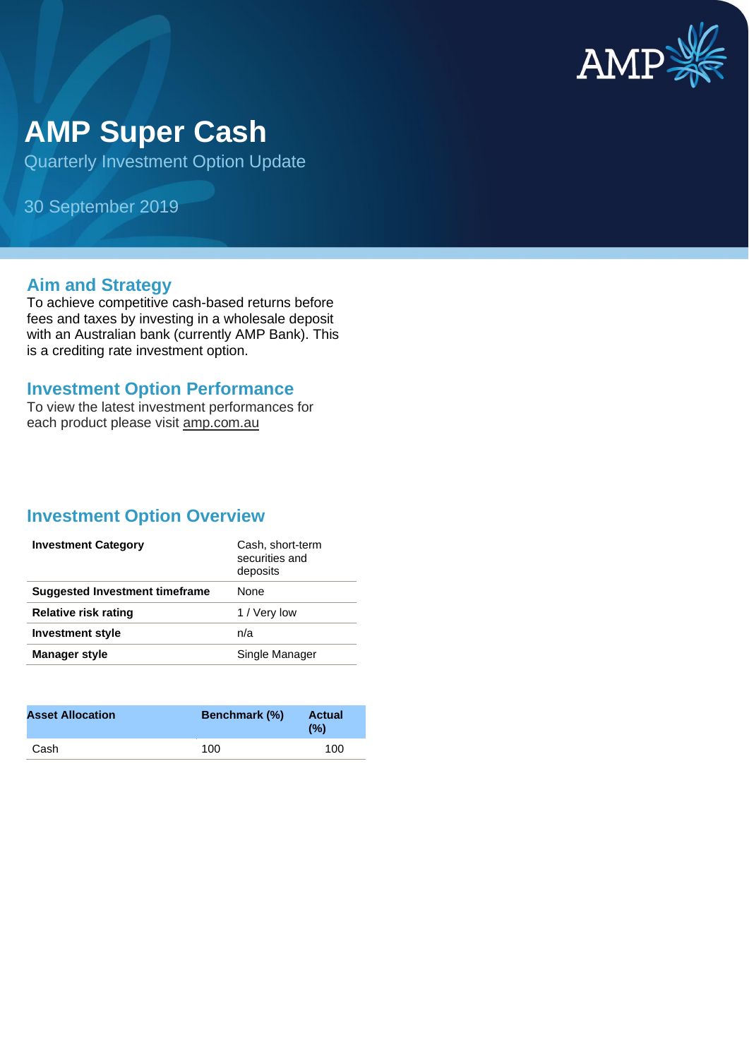# AMP Super Cash

Quarterly Investment Option Update

30 September 2019

## Aim and Strategy

To achieve competitive cash-based returns before fees and taxes by investing in a wholesale deposit with an Australian bank (currently AMP Bank). This is a crediting rate investment option.

## Investment Option Performance

To view the latest investment performances for each product please visit amp.com.au

## Investment Option Overview

| | |
|---|---|
| **Investment Category** | Cash, short-term securities and deposits |
| **Suggested Investment timeframe** | None |
| **Relative risk rating** | 1 / Very low |
| **Investment style** | n/a |
| **Manager style** | Single Manager |

| Asset Allocation | Benchmark (%) | Actual (%) |
|---|---|---|
| Cash | 100 | 100 |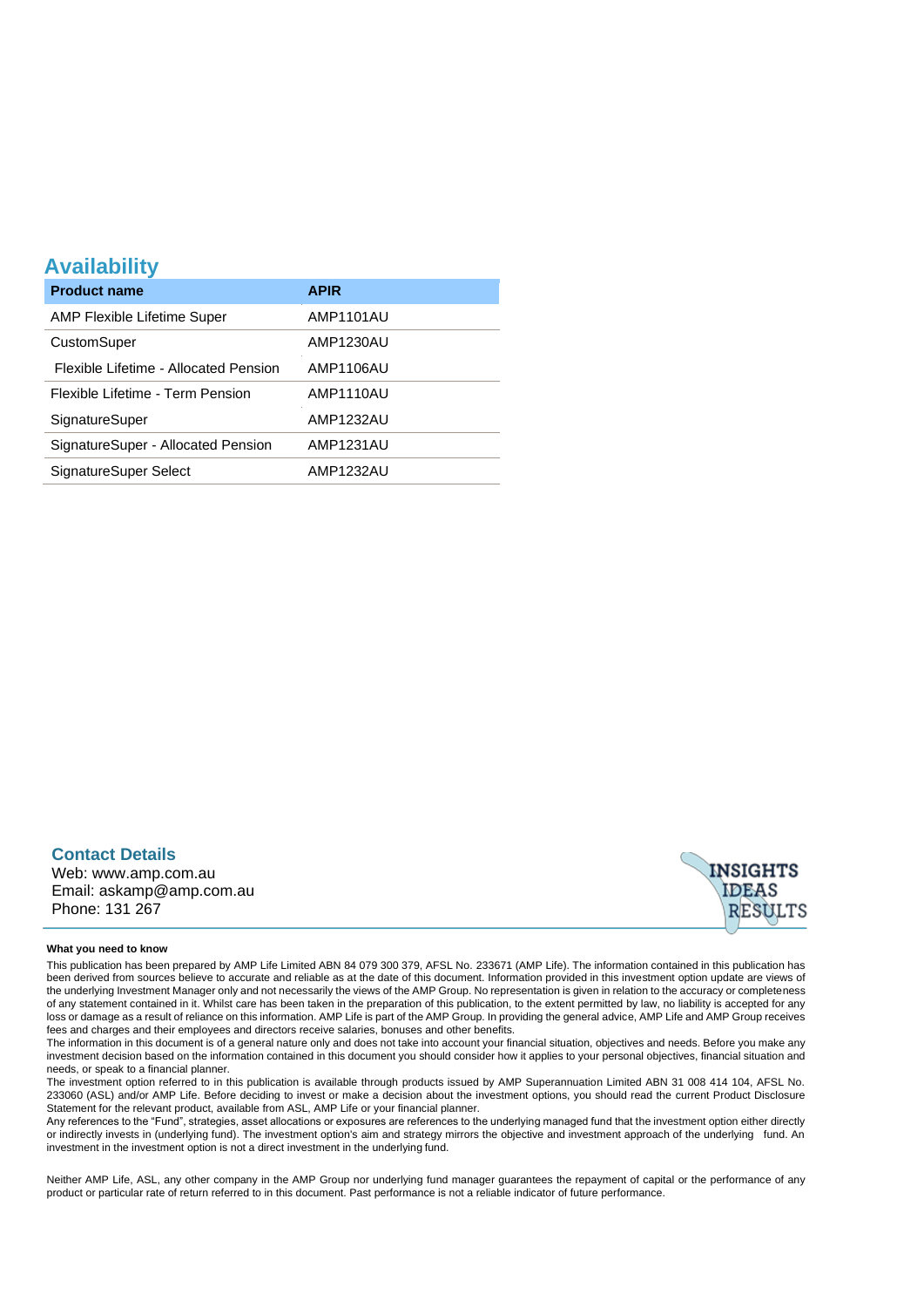## Availability

| Product name | APIR |
| --- | --- |
| AMP Flexible Lifetime Super | AMP1101AU |
| CustomSuper | AMP1230AU |
| Flexible Lifetime - Allocated Pension | AMP1106AU |
| Flexible Lifetime - Term Pension | AMP1110AU |
| SignatureSuper | AMP1232AU |
| SignatureSuper - Allocated Pension | AMP1231AU |
| SignatureSuper Select | AMP1232AU |

### Contact Details

Web: www.amp.com.au
Email: askamp@amp.com.au
Phone: 131 267

INSIGHTS
IDEAS
RESULTS

**What you need to know**

This publication has been prepared by AMP Life Limited ABN 84 079 300 379, AFSL No. 233671 (AMP Life). The information contained in this publication has been derived from sources believe to accurate and reliable as at the date of this document. Information provided in this investment option update are views of the underlying Investment Manager only and not necessarily the views of the AMP Group. No representation is given in relation to the accuracy or completeness of any statement contained in it. Whilst care has been taken in the preparation of this publication, to the extent permitted by law, no liability is accepted for any loss or damage as a result of reliance on this information. AMP Life is part of the AMP Group. In providing the general advice, AMP Life and AMP Group receives fees and charges and their employees and directors receive salaries, bonuses and other benefits.

The information in this document is of a general nature only and does not take into account your financial situation, objectives and needs. Before you make any investment decision based on the information contained in this document you should consider how it applies to your personal objectives, financial situation and needs, or speak to a financial planner.

The investment option referred to in this publication is available through products issued by AMP Superannuation Limited ABN 31 008 414 104, AFSL No. 233060 (ASL) and/or AMP Life. Before deciding to invest or make a decision about the investment options, you should read the current Product Disclosure Statement for the relevant product, available from ASL, AMP Life or your financial planner.

Any references to the "Fund", strategies, asset allocations or exposures are references to the underlying managed fund that the investment option either directly or indirectly invests in (underlying fund). The investment option's aim and strategy mirrors the objective and investment approach of the underlying fund. An investment in the investment option is not a direct investment in the underlying fund.

Neither AMP Life, ASL, any other company in the AMP Group nor underlying fund manager guarantees the repayment of capital or the performance of any product or particular rate of return referred to in this document. Past performance is not a reliable indicator of future performance.